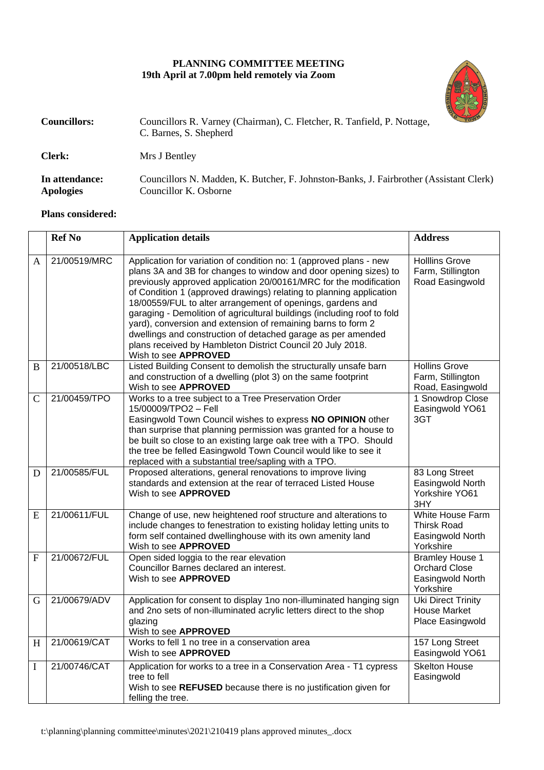**PLANNING COMMITTEE MEETING**
**19th April at 7.00pm held remotely via Zoom**

**Councillors:** Councillors R. Varney (Chairman), C. Fletcher, R. Tanfield, P. Nottage, C. Barnes, S. Shepherd

**Clerk:** Mrs J Bentley

**In attendance:** Councillors N. Madden, K. Butcher, F. Johnston-Banks, J. Fairbrother (Assistant Clerk)
**Apologies** Councillor K. Osborne

**Plans considered:**

| | Ref No | Application details | Address |
|---|---|---|---|
| A | 21/00519/MRC | Application for variation of condition no: 1 (approved plans - new plans 3A and 3B for changes to window and door opening sizes) to previously approved application 20/00161/MRC for the modification of Condition 1 (approved drawings) relating to planning application 18/00559/FUL to alter arrangement of openings, gardens and garaging - Demolition of agricultural buildings (including roof to fold yard), conversion and extension of remaining barns to form 2 dwellings and construction of detached garage as per amended plans received by Hambleton District Council 20 July 2018. Wish to see **APPROVED** | Holllins Grove Farm, Stillington Road Easingwold |
| B | 21/00518/LBC | Listed Building Consent to demolish the structurally unsafe barn and construction of a dwelling (plot 3) on the same footprint Wish to see **APPROVED** | Hollins Grove Farm, Stillington Road, Easingwold |
| C | 21/00459/TPO | Works to a tree subject to a Tree Preservation Order 15/00009/TPO2 – Fell Easingwold Town Council wishes to express **NO OPINION** other than surprise that planning permission was granted for a house to be built so close to an existing large oak tree with a TPO. Should the tree be felled Easingwold Town Council would like to see it replaced with a substantial tree/sapling with a TPO. | 1 Snowdrop Close Easingwold YO61 3GT |
| D | 21/00585/FUL | Proposed alterations, general renovations to improve living standards and extension at the rear of terraced Listed House Wish to see **APPROVED** | 83 Long Street Easingwold North Yorkshire YO61 3HY |
| E | 21/00611/FUL | Change of use, new heightened roof structure and alterations to include changes to fenestration to existing holiday letting units to form self contained dwellinghouse with its own amenity land Wish to see **APPROVED** | White House Farm Thirsk Road Easingwold North Yorkshire |
| F | 21/00672/FUL | Open sided loggia to the rear elevation Councillor Barnes declared an interest. Wish to see **APPROVED** | Bramley House 1 Orchard Close Easingwold North Yorkshire |
| G | 21/00679/ADV | Application for consent to display 1no non-illuminated hanging sign and 2no sets of non-illuminated acrylic letters direct to the shop glazing Wish to see **APPROVED** | Uki Direct Trinity House Market Place Easingwold |
| H | 21/00619/CAT | Works to fell 1 no tree in a conservation area Wish to see **APPROVED** | 157 Long Street Easingwold YO61 |
| I | 21/00746/CAT | Application for works to a tree in a Conservation Area - T1 cypress tree to fell Wish to see **REFUSED** because there is no justification given for felling the tree. | Skelton House Easingwold |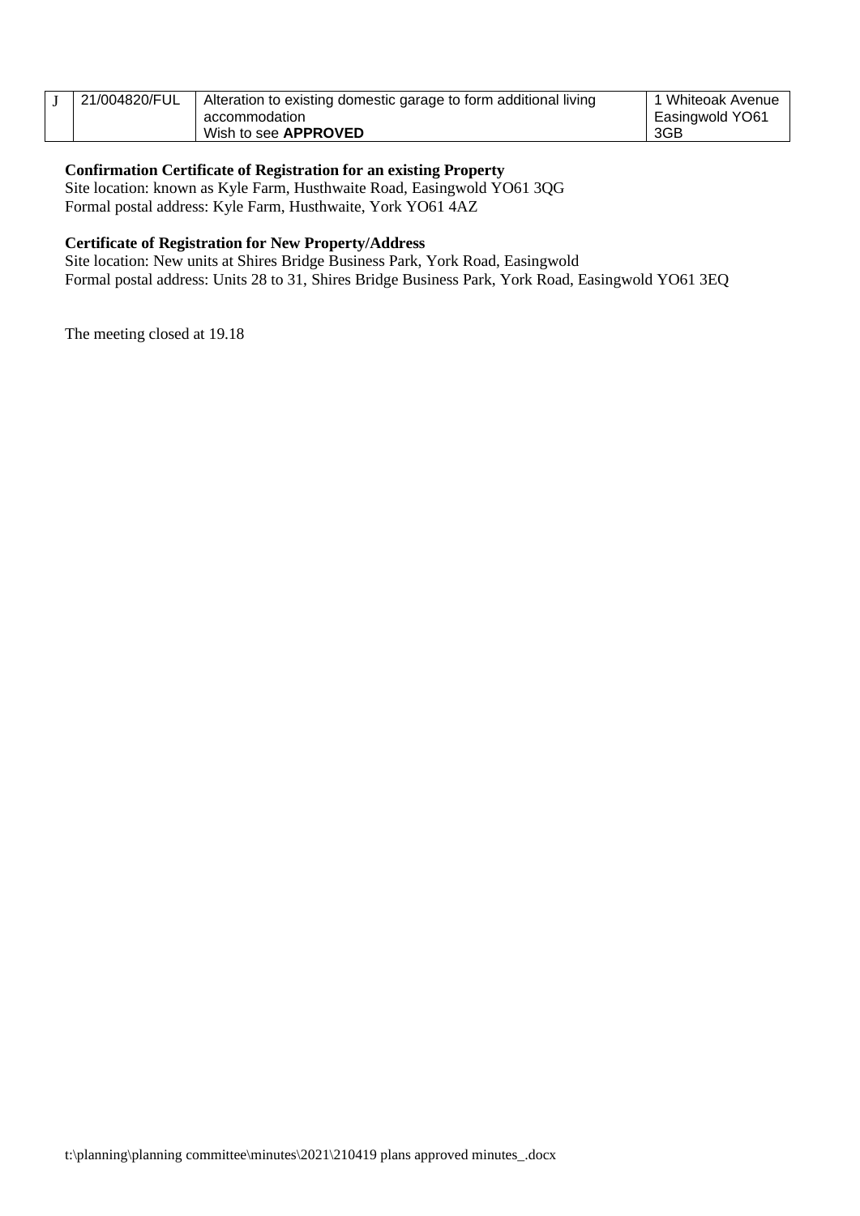| | | | |
|---|---|---|---|
| J | 21/004820/FUL | Alteration to existing domestic garage to form additional living accommodation<br>Wish to see **APPROVED** | 1 Whiteoak Avenue Easingwold YO61 3GB |

**Confirmation Certificate of Registration for an existing Property**
Site location: known as Kyle Farm, Husthwaite Road, Easingwold YO61 3QG
Formal postal address: Kyle Farm, Husthwaite, York YO61 4AZ

**Certificate of Registration for New Property/Address**
Site location: New units at Shires Bridge Business Park, York Road, Easingwold
Formal postal address: Units 28 to 31, Shires Bridge Business Park, York Road, Easingwold YO61 3EQ

The meeting closed at 19.18